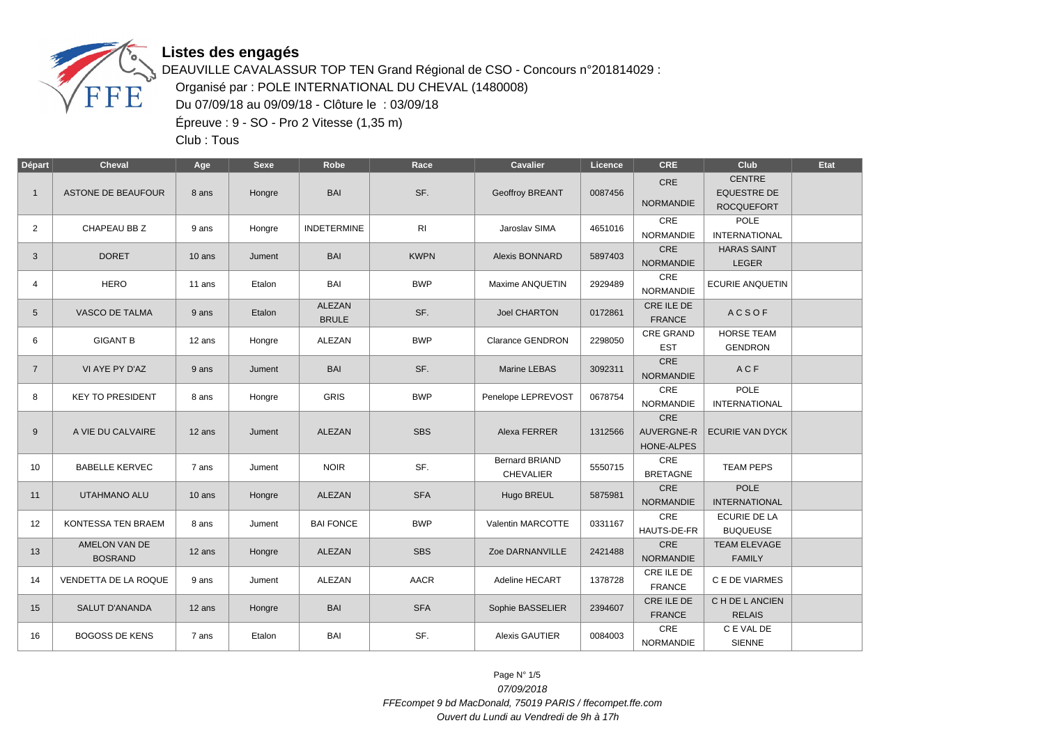# Listes des engagés

DEAUVILLE CAVALASSUR TOP TEN Grand Régional de CSO - Concours n°201814029 :

Organisé par : POLE INTERNATIONAL DU CHEVAL (1480008)

Du 07/09/18 au 09/09/18 - Clôture le : 03/09/18

Épreuve : 9 - SO - Pro 2 Vitesse (1,35 m)

Club : Tous

| Départ | Cheval | Age | Sexe | Robe | Race | Cavalier | Licence | CRE | Club | Etat |
|---|---|---|---|---|---|---|---|---|---|---|
| 1 | ASTONE DE BEAUFOUR | 8 ans | Hongre | BAI | SF. | Geoffroy BREANT | 0087456 | CRE NORMANDIE | CENTRE EQUESTRE DE ROCQUEFORT | |
| 2 | CHAPEAU BB Z | 9 ans | Hongre | INDETERMINE | RI | Jaroslav SIMA | 4651016 | CRE NORMANDIE | POLE INTERNATIONAL | |
| 3 | DORET | 10 ans | Jument | BAI | KWPN | Alexis BONNARD | 5897403 | CRE NORMANDIE | HARAS SAINT LEGER | |
| 4 | HERO | 11 ans | Etalon | BAI | BWP | Maxime ANQUETIN | 2929489 | CRE NORMANDIE | ECURIE ANQUETIN | |
| 5 | VASCO DE TALMA | 9 ans | Etalon | ALEZAN BRULE | SF. | Joel CHARTON | 0172861 | CRE ILE DE FRANCE | A C S O F | |
| 6 | GIGANT B | 12 ans | Hongre | ALEZAN | BWP | Clarance GENDRON | 2298050 | CRE GRAND EST | HORSE TEAM GENDRON | |
| 7 | VI AYE PY D'AZ | 9 ans | Jument | BAI | SF. | Marine LEBAS | 3092311 | CRE NORMANDIE | A C F | |
| 8 | KEY TO PRESIDENT | 8 ans | Hongre | GRIS | BWP | Penelope LEPREVOST | 0678754 | CRE NORMANDIE | POLE INTERNATIONAL | |
| 9 | A VIE DU CALVAIRE | 12 ans | Jument | ALEZAN | SBS | Alexa FERRER | 1312566 | CRE AUVERGNE-RHONE-ALPES | ECURIE VAN DYCK | |
| 10 | BABELLE KERVEC | 7 ans | Jument | NOIR | SF. | Bernard BRIAND CHEVALIER | 5550715 | CRE BRETAGNE | TEAM PEPS | |
| 11 | UTAHMANO ALU | 10 ans | Hongre | ALEZAN | SFA | Hugo BREUL | 5875981 | CRE NORMANDIE | POLE INTERNATIONAL | |
| 12 | KONTESSA TEN BRAEM | 8 ans | Jument | BAI FONCE | BWP | Valentin MARCOTTE | 0331167 | CRE HAUTS-DE-FR | ECURIE DE LA BUQUEUSE | |
| 13 | AMELON VAN DE BOSRAND | 12 ans | Hongre | ALEZAN | SBS | Zoe DARNANVILLE | 2421488 | CRE NORMANDIE | TEAM ELEVAGE FAMILY | |
| 14 | VENDETTA DE LA ROQUE | 9 ans | Jument | ALEZAN | AACR | Adeline HECART | 1378728 | CRE ILE DE FRANCE | C E DE VIARMES | |
| 15 | SALUT D'ANANDA | 12 ans | Hongre | BAI | SFA | Sophie BASSELIER | 2394607 | CRE ILE DE FRANCE | C H DE L ANCIEN RELAIS | |
| 16 | BOGOSS DE KENS | 7 ans | Etalon | BAI | SF. | Alexis GAUTIER | 0084003 | CRE NORMANDIE | C E VAL DE SIENNE | |

*07/09/2018*

*FFEcompet 9 bd MacDonald, 75019 PARIS / ffecompet.ffe.com*

*Ouvert du Lundi au Vendredi de 9h à 17h*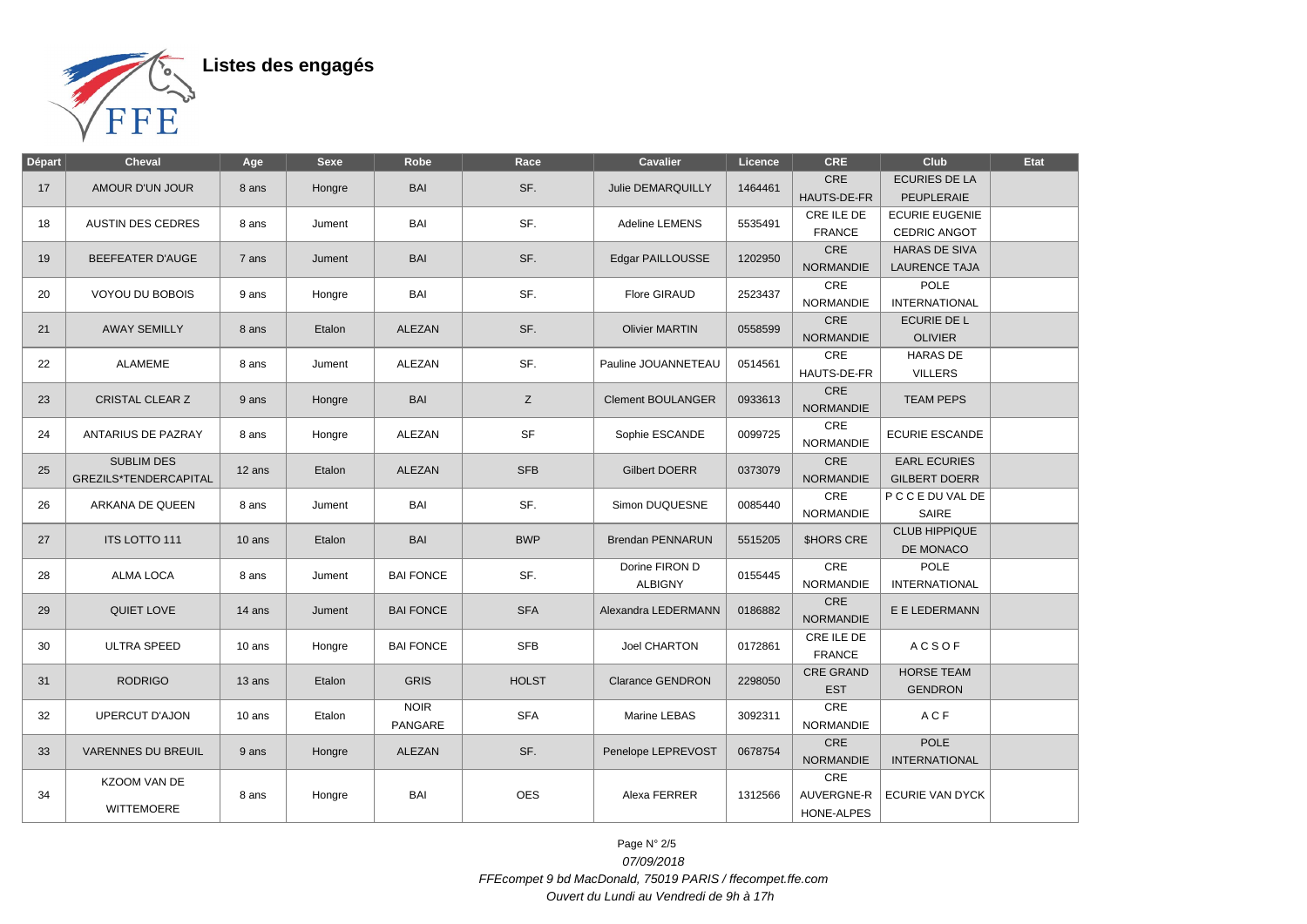# Listes des engagés

| Départ | Cheval | Age | Sexe | Robe | Race | Cavalier | Licence | CRE | Club | Etat |
|---|---|---|---|---|---|---|---|---|---|---|
| 17 | AMOUR D'UN JOUR | 8 ans | Hongre | BAI | SF. | Julie DEMARQUILLY | 1464461 | CRE HAUTS-DE-FR | ECURIES DE LA PEUPLERAIE | |
| 18 | AUSTIN DES CEDRES | 8 ans | Jument | BAI | SF. | Adeline LEMENS | 5535491 | CRE ILE DE FRANCE | ECURIE EUGENIE CEDRIC ANGOT | |
| 19 | BEEFEATER D'AUGE | 7 ans | Jument | BAI | SF. | Edgar PAILLOUSSE | 1202950 | CRE NORMANDIE | HARAS DE SIVA LAURENCE TAJA | |
| 20 | VOYOU DU BOBOIS | 9 ans | Hongre | BAI | SF. | Flore GIRAUD | 2523437 | CRE NORMANDIE | POLE INTERNATIONAL | |
| 21 | AWAY SEMILLY | 8 ans | Etalon | ALEZAN | SF. | Olivier MARTIN | 0558599 | CRE NORMANDIE | ECURIE DE L OLIVIER | |
| 22 | ALAMEME | 8 ans | Jument | ALEZAN | SF. | Pauline JOUANNETEAU | 0514561 | CRE HAUTS-DE-FR | HARAS DE VILLERS | |
| 23 | CRISTAL CLEAR Z | 9 ans | Hongre | BAI | Z | Clement BOULANGER | 0933613 | CRE NORMANDIE | TEAM PEPS | |
| 24 | ANTARIUS DE PAZRAY | 8 ans | Hongre | ALEZAN | SF | Sophie ESCANDE | 0099725 | CRE NORMANDIE | ECURIE ESCANDE | |
| 25 | SUBLIM DES GREZILS*TENDERCAPITAL | 12 ans | Etalon | ALEZAN | SFB | Gilbert DOERR | 0373079 | CRE NORMANDIE | EARL ECURIES GILBERT DOERR | |
| 26 | ARKANA DE QUEEN | 8 ans | Jument | BAI | SF. | Simon DUQUESNE | 0085440 | CRE NORMANDIE | P C C E DU VAL DE SAIRE | |
| 27 | ITS LOTTO 111 | 10 ans | Etalon | BAI | BWP | Brendan PENNARUN | 5515205 | $HORS CRE | CLUB HIPPIQUE DE MONACO | |
| 28 | ALMA LOCA | 8 ans | Jument | BAI FONCE | SF. | Dorine FIRON D ALBIGNY | 0155445 | CRE NORMANDIE | POLE INTERNATIONAL | |
| 29 | QUIET LOVE | 14 ans | Jument | BAI FONCE | SFA | Alexandra LEDERMANN | 0186882 | CRE NORMANDIE | E E LEDERMANN | |
| 30 | ULTRA SPEED | 10 ans | Hongre | BAI FONCE | SFB | Joel CHARTON | 0172861 | CRE ILE DE FRANCE | A C S O F | |
| 31 | RODRIGO | 13 ans | Etalon | GRIS | HOLST | Clarance GENDRON | 2298050 | CRE GRAND EST | HORSE TEAM GENDRON | |
| 32 | UPERCUT D'AJON | 10 ans | Etalon | NOIR PANGARE | SFA | Marine LEBAS | 3092311 | CRE NORMANDIE | A C F | |
| 33 | VARENNES DU BREUIL | 9 ans | Hongre | ALEZAN | SF. | Penelope LEPREVOST | 0678754 | CRE NORMANDIE | POLE INTERNATIONAL | |
| 34 | KZOOM VAN DE WITTEMOERE | 8 ans | Hongre | BAI | OES | Alexa FERRER | 1312566 | CRE AUVERGNE-RHONE-ALPES | ECURIE VAN DYCK | |

*07/09/2018*

*FFEcompet 9 bd MacDonald, 75019 PARIS / ffecompet.ffe.com*

*Ouvert du Lundi au Vendredi de 9h à 17h*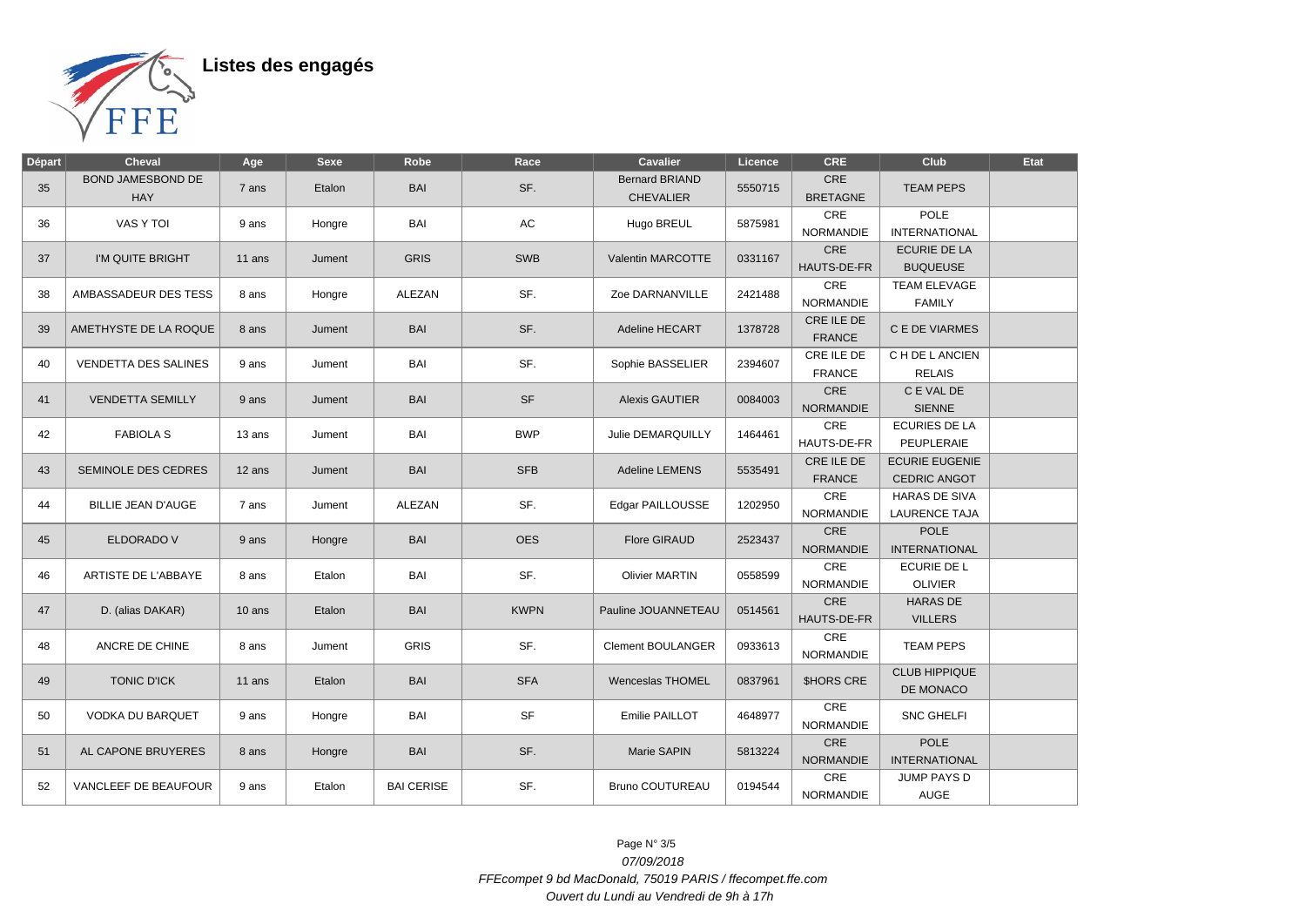# Listes des engagés

| Départ | Cheval | Age | Sexe | Robe | Race | Cavalier | Licence | CRE | Club | Etat |
|---|---|---|---|---|---|---|---|---|---|---|
| 35 | BOND JAMESBOND DE HAY | 7 ans | Etalon | BAI | SF. | Bernard BRIAND CHEVALIER | 5550715 | CRE BRETAGNE | TEAM PEPS | |
| 36 | VAS Y TOI | 9 ans | Hongre | BAI | AC | Hugo BREUL | 5875981 | CRE NORMANDIE | POLE INTERNATIONAL | |
| 37 | I'M QUITE BRIGHT | 11 ans | Jument | GRIS | SWB | Valentin MARCOTTE | 0331167 | CRE HAUTS-DE-FR | ECURIE DE LA BUQUEUSE | |
| 38 | AMBASSADEUR DES TESS | 8 ans | Hongre | ALEZAN | SF. | Zoe DARNANVILLE | 2421488 | CRE NORMANDIE | TEAM ELEVAGE FAMILY | |
| 39 | AMETHYSTE DE LA ROQUE | 8 ans | Jument | BAI | SF. | Adeline HECART | 1378728 | CRE ILE DE FRANCE | C E DE VIARMES | |
| 40 | VENDETTA DES SALINES | 9 ans | Jument | BAI | SF. | Sophie BASSELIER | 2394607 | CRE ILE DE FRANCE | C H DE L ANCIEN RELAIS | |
| 41 | VENDETTA SEMILLY | 9 ans | Jument | BAI | SF | Alexis GAUTIER | 0084003 | CRE NORMANDIE | C E VAL DE SIENNE | |
| 42 | FABIOLA S | 13 ans | Jument | BAI | BWP | Julie DEMARQUILLY | 1464461 | CRE HAUTS-DE-FR | ECURIES DE LA PEUPLERAIE | |
| 43 | SEMINOLE DES CEDRES | 12 ans | Jument | BAI | SFB | Adeline LEMENS | 5535491 | CRE ILE DE FRANCE | ECURIE EUGENIE CEDRIC ANGOT | |
| 44 | BILLIE JEAN D'AUGE | 7 ans | Jument | ALEZAN | SF. | Edgar PAILLOUSSE | 1202950 | CRE NORMANDIE | HARAS DE SIVA LAURENCE TAJA | |
| 45 | ELDORADO V | 9 ans | Hongre | BAI | OES | Flore GIRAUD | 2523437 | CRE NORMANDIE | POLE INTERNATIONAL | |
| 46 | ARTISTE DE L'ABBAYE | 8 ans | Etalon | BAI | SF. | Olivier MARTIN | 0558599 | CRE NORMANDIE | ECURIE DE L OLIVIER | |
| 47 | D. (alias DAKAR) | 10 ans | Etalon | BAI | KWPN | Pauline JOUANNETEAU | 0514561 | CRE HAUTS-DE-FR | HARAS DE VILLERS | |
| 48 | ANCRE DE CHINE | 8 ans | Jument | GRIS | SF. | Clement BOULANGER | 0933613 | CRE NORMANDIE | TEAM PEPS | |
| 49 | TONIC D'ICK | 11 ans | Etalon | BAI | SFA | Wenceslas THOMEL | 0837961 | $HORS CRE | CLUB HIPPIQUE DE MONACO | |
| 50 | VODKA DU BARQUET | 9 ans | Hongre | BAI | SF | Emilie PAILLOT | 4648977 | CRE NORMANDIE | SNC GHELFI | |
| 51 | AL CAPONE BRUYERES | 8 ans | Hongre | BAI | SF. | Marie SAPIN | 5813224 | CRE NORMANDIE | POLE INTERNATIONAL | |
| 52 | VANCLEEF DE BEAUFOUR | 9 ans | Etalon | BAI CERISE | SF. | Bruno COUTUREAU | 0194544 | CRE NORMANDIE | JUMP PAYS D AUGE | |

*07/09/2018*

*FFEcompet 9 bd MacDonald, 75019 PARIS / ffecompet.ffe.com*

*Ouvert du Lundi au Vendredi de 9h à 17h*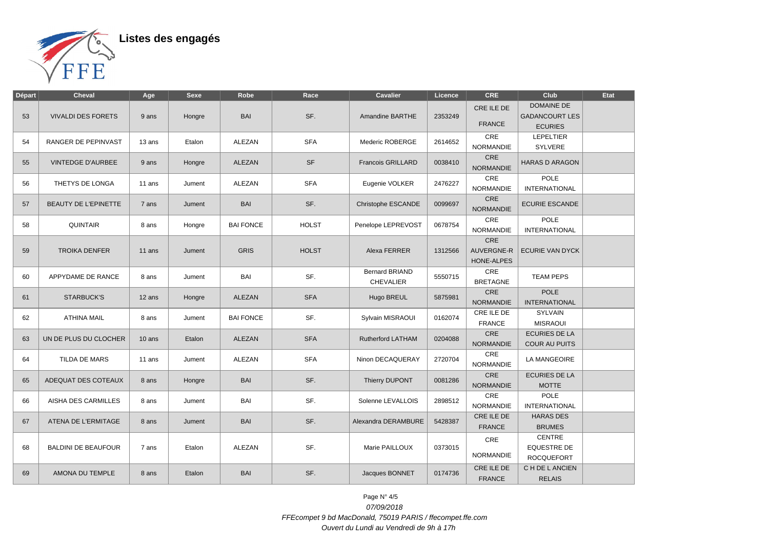# Listes des engagés

| Départ | Cheval | Age | Sexe | Robe | Race | Cavalier | Licence | CRE | Club | Etat |
|---|---|---|---|---|---|---|---|---|---|---|
| 53 | VIVALDI DES FORETS | 9 ans | Hongre | BAI | SF. | Amandine BARTHE | 2353249 | CRE ILE DE FRANCE | DOMAINE DE GADANCOURT LES ECURIES | |
| 54 | RANGER DE PEPINVAST | 13 ans | Etalon | ALEZAN | SFA | Mederic ROBERGE | 2614652 | CRE NORMANDIE | LEPELTIER SYLVERE | |
| 55 | VINTEDGE D'AURBEE | 9 ans | Hongre | ALEZAN | SF | Francois GRILLARD | 0038410 | CRE NORMANDIE | HARAS D ARAGON | |
| 56 | THETYS DE LONGA | 11 ans | Jument | ALEZAN | SFA | Eugenie VOLKER | 2476227 | CRE NORMANDIE | POLE INTERNATIONAL | |
| 57 | BEAUTY DE L'EPINETTE | 7 ans | Jument | BAI | SF. | Christophe ESCANDE | 0099697 | CRE NORMANDIE | ECURIE ESCANDE | |
| 58 | QUINTAIR | 8 ans | Hongre | BAI FONCE | HOLST | Penelope LEPREVOST | 0678754 | CRE NORMANDIE | POLE INTERNATIONAL | |
| 59 | TROIKA DENFER | 11 ans | Jument | GRIS | HOLST | Alexa FERRER | 1312566 | CRE AUVERGNE-RHONE-ALPES | ECURIE VAN DYCK | |
| 60 | APPYDAME DE RANCE | 8 ans | Jument | BAI | SF. | Bernard BRIAND CHEVALIER | 5550715 | CRE BRETAGNE | TEAM PEPS | |
| 61 | STARBUCK'S | 12 ans | Hongre | ALEZAN | SFA | Hugo BREUL | 5875981 | CRE NORMANDIE | POLE INTERNATIONAL | |
| 62 | ATHINA MAIL | 8 ans | Jument | BAI FONCE | SF. | Sylvain MISRAOUI | 0162074 | CRE ILE DE FRANCE | SYLVAIN MISRAOUI | |
| 63 | UN DE PLUS DU CLOCHER | 10 ans | Etalon | ALEZAN | SFA | Rutherford LATHAM | 0204088 | CRE NORMANDIE | ECURIES DE LA COUR AU PUITS | |
| 64 | TILDA DE MARS | 11 ans | Jument | ALEZAN | SFA | Ninon DECAQUERAY | 2720704 | CRE NORMANDIE | LA MANGEOIRE | |
| 65 | ADEQUAT DES COTEAUX | 8 ans | Hongre | BAI | SF. | Thierry DUPONT | 0081286 | CRE NORMANDIE | ECURIES DE LA MOTTE | |
| 66 | AISHA DES CARMILLES | 8 ans | Jument | BAI | SF. | Solenne LEVALLOIS | 2898512 | CRE NORMANDIE | POLE INTERNATIONAL | |
| 67 | ATENA DE L'ERMITAGE | 8 ans | Jument | BAI | SF. | Alexandra DERAMBURE | 5428387 | CRE ILE DE FRANCE | HARAS DES BRUMES | |
| 68 | BALDINI DE BEAUFOUR | 7 ans | Etalon | ALEZAN | SF. | Marie PAILLOUX | 0373015 | CRE NORMANDIE | CENTRE EQUESTRE DE ROCQUEFORT | |
| 69 | AMONA DU TEMPLE | 8 ans | Etalon | BAI | SF. | Jacques BONNET | 0174736 | CRE ILE DE FRANCE | C H DE L ANCIEN RELAIS | |

*07/09/2018*

*FFEcompet 9 bd MacDonald, 75019 PARIS / ffecompet.ffe.com*

*Ouvert du Lundi au Vendredi de 9h à 17h*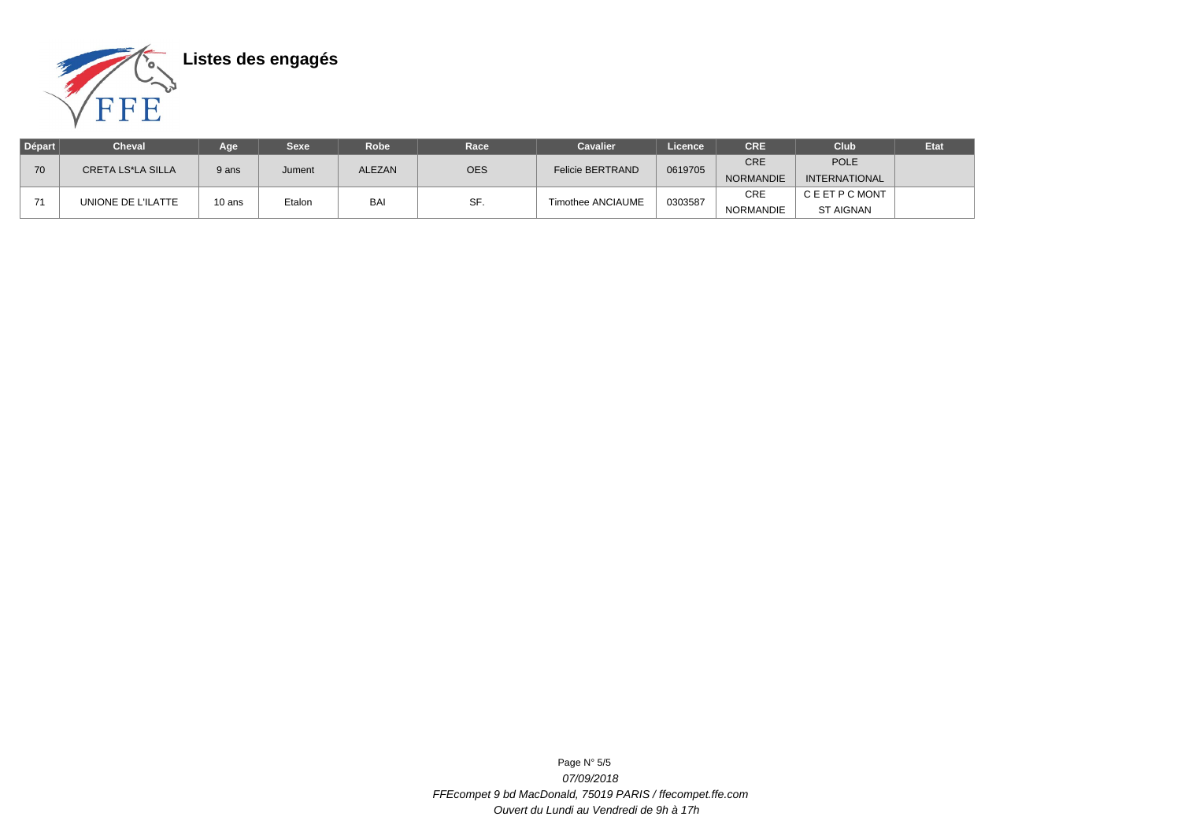# Listes des engagés

| Départ | Cheval | Age | Sexe | Robe | Race | Cavalier | Licence | CRE | Club | Etat |
|---|---|---|---|---|---|---|---|---|---|---|
| 70 | CRETA LS*LA SILLA | 9 ans | Jument | ALEZAN | OES | Felicie BERTRAND | 0619705 | CRE NORMANDIE | POLE INTERNATIONAL | |
| 71 | UNIONE DE L'ILATTE | 10 ans | Etalon | BAI | SF. | Timothee ANCIAUME | 0303587 | CRE NORMANDIE | C E ET P C MONT ST AIGNAN | |

*07/09/2018*

*FFEcompet 9 bd MacDonald, 75019 PARIS / ffecompet.ffe.com*

*Ouvert du Lundi au Vendredi de 9h à 17h*